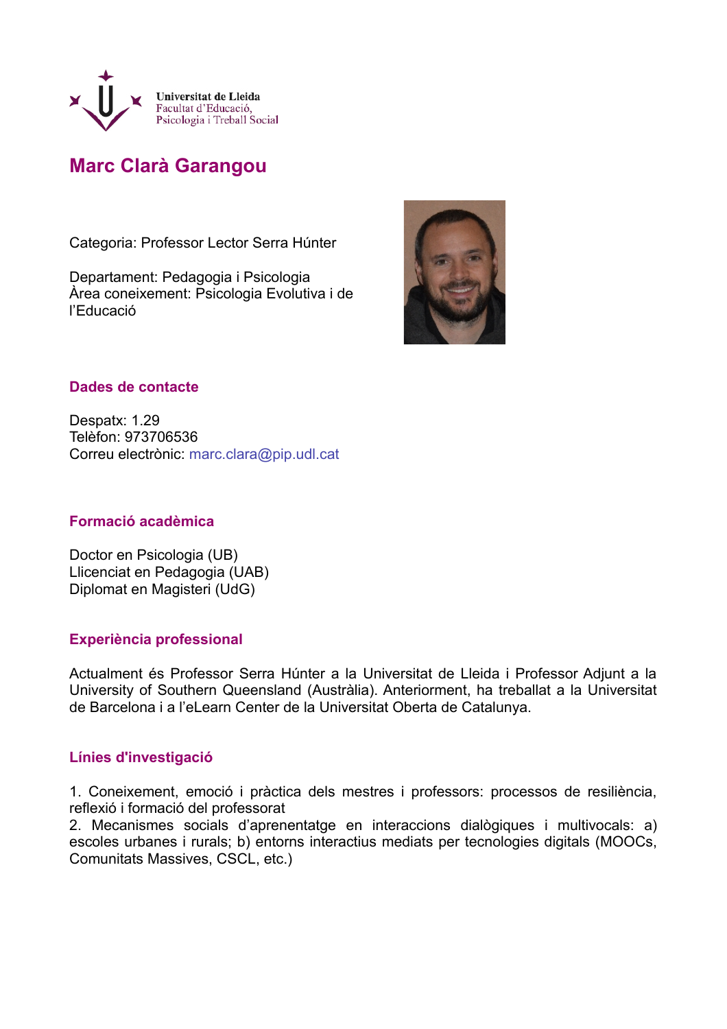Universitat de Lleida
Facultat d'Educació,
Psicologia i Treball Social

# Marc Clarà Garangou

Categoria: Professor Lector Serra Húnter

Departament: Pedagogia i Psicologia
Àrea coneixement: Psicologia Evolutiva i de l'Educació

## Dades de contacte

Despatx: 1.29
Telèfon: 973706536
Correu electrònic: marc.clara@pip.udl.cat

## Formació acadèmica

Doctor en Psicologia (UB)
Llicenciat en Pedagogia (UAB)
Diplomat en Magisteri (UdG)

## Experiència professional

Actualment és Professor Serra Húnter a la Universitat de Lleida i Professor Adjunt a la University of Southern Queensland (Austràlia). Anteriorment, ha treballat a la Universitat de Barcelona i a l'eLearn Center de la Universitat Oberta de Catalunya.

## Línies d'investigació

1. Coneixement, emoció i pràctica dels mestres i professors: processos de resiliència, reflexió i formació del professorat
2. Mecanismes socials d'aprenentatge en interaccions dialògiques i multivocals: a) escoles urbanes i rurals; b) entorns interactius mediats per tecnologies digitals (MOOCs, Comunitats Massives, CSCL, etc.)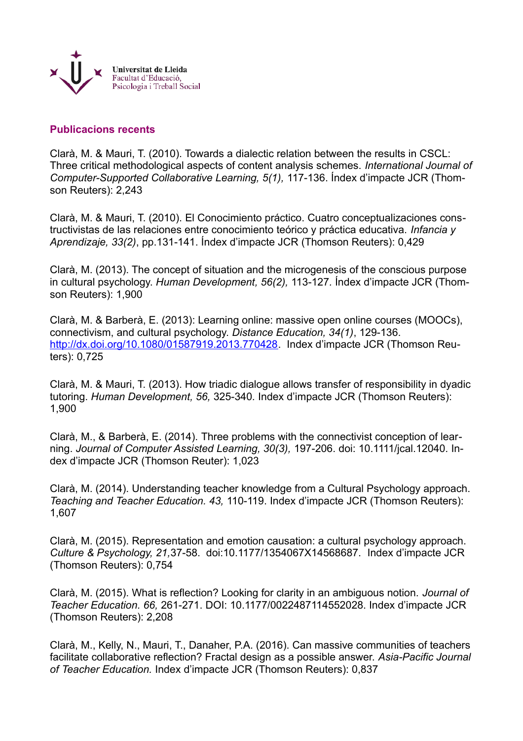Universitat de Lleida
Facultat d'Educació,
Psicologia i Treball Social

## Publicacions recents

Clarà, M. & Mauri, T. (2010). Towards a dialectic relation between the results in CSCL: Three critical methodological aspects of content analysis schemes. *International Journal of Computer-Supported Collaborative Learning, 5(1),* 117-136. Índex d'impacte JCR (Thomson Reuters): 2,243

Clarà, M. & Mauri, T. (2010). El Conocimiento práctico. Cuatro conceptualizaciones constructivistas de las relaciones entre conocimiento teórico y práctica educativa. *Infancia y Aprendizaje, 33(2)*, pp.131-141. Índex d'impacte JCR (Thomson Reuters): 0,429

Clarà, M. (2013). The concept of situation and the microgenesis of the conscious purpose in cultural psychology. *Human Development, 56(2),* 113-127. Índex d'impacte JCR (Thomson Reuters): 1,900

Clarà, M. & Barberà, E. (2013): Learning online: massive open online courses (MOOCs), connectivism, and cultural psychology. *Distance Education, 34(1)*, 129-136. [http://dx.doi.org/10.1080/01587919.2013.770428](http://dx.doi.org/10.1080/01587919.2013.770428). Index d'impacte JCR (Thomson Reuters): 0,725

Clarà, M. & Mauri, T. (2013). How triadic dialogue allows transfer of responsibility in dyadic tutoring. *Human Development, 56,* 325-340. Index d'impacte JCR (Thomson Reuters): 1,900

Clarà, M., & Barberà, E. (2014). Three problems with the connectivist conception of learning. *Journal of Computer Assisted Learning, 30(3),* 197-206. doi: 10.1111/jcal.12040. Index d'impacte JCR (Thomson Reuter): 1,023

Clarà, M. (2014). Understanding teacher knowledge from a Cultural Psychology approach. *Teaching and Teacher Education. 43,* 110-119. Index d'impacte JCR (Thomson Reuters): 1,607

Clarà, M. (2015). Representation and emotion causation: a cultural psychology approach. *Culture & Psychology, 21,*37-58. doi:10.1177/1354067X14568687. Index d'impacte JCR (Thomson Reuters): 0,754

Clarà, M. (2015). What is reflection? Looking for clarity in an ambiguous notion. *Journal of Teacher Education. 66,* 261-271. DOI: 10.1177/0022487114552028. Index d'impacte JCR (Thomson Reuters): 2,208

Clarà, M., Kelly, N., Mauri, T., Danaher, P.A. (2016). Can massive communities of teachers facilitate collaborative reflection? Fractal design as a possible answer. *Asia-Pacific Journal of Teacher Education.* Index d'impacte JCR (Thomson Reuters): 0,837